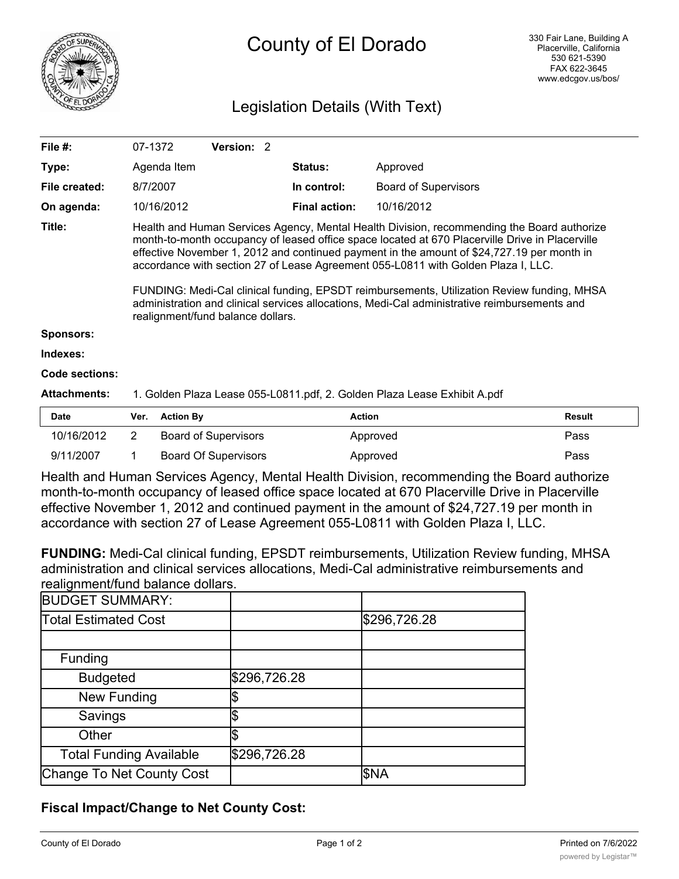# County of El Dorado

330 Fair Lane, Building A
Placerville, California
530 621-5390
FAX 622-3645
www.edcgov.us/bos/

## Legislation Details (With Text)

| | | | |
|---|---|---|---|
| **File #:** | 07-1372 **Version:** 2 | | |
| **Type:** | Agenda Item | **Status:** | Approved |
| **File created:** | 8/7/2007 | **In control:** | Board of Supervisors |
| **On agenda:** | 10/16/2012 | **Final action:** | 10/16/2012 |

**Title:** Health and Human Services Agency, Mental Health Division, recommending the Board authorize month-to-month occupancy of leased office space located at 670 Placerville Drive in Placerville effective November 1, 2012 and continued payment in the amount of $24,727.19 per month in accordance with section 27 of Lease Agreement 055-L0811 with Golden Plaza I, LLC.

FUNDING: Medi-Cal clinical funding, EPSDT reimbursements, Utilization Review funding, MHSA administration and clinical services allocations, Medi-Cal administrative reimbursements and realignment/fund balance dollars.

**Sponsors:**

**Indexes:**

**Code sections:**

**Attachments:** 1. Golden Plaza Lease 055-L0811.pdf, 2. Golden Plaza Lease Exhibit A.pdf

| Date | Ver. | Action By | Action | Result |
|---|---|---|---|---|
| 10/16/2012 | 2 | Board of Supervisors | Approved | Pass |
| 9/11/2007 | 1 | Board Of Supervisors | Approved | Pass |

Health and Human Services Agency, Mental Health Division, recommending the Board authorize month-to-month occupancy of leased office space located at 670 Placerville Drive in Placerville effective November 1, 2012 and continued payment in the amount of $24,727.19 per month in accordance with section 27 of Lease Agreement 055-L0811 with Golden Plaza I, LLC.

**FUNDING:** Medi-Cal clinical funding, EPSDT reimbursements, Utilization Review funding, MHSA administration and clinical services allocations, Medi-Cal administrative reimbursements and realignment/fund balance dollars.

| BUDGET SUMMARY: | | |
|---|---|---|
| Total Estimated Cost | | $296,726.28 |
| | | |
| Funding | | |
| Budgeted | $296,726.28 | |
| New Funding | $ | |
| Savings | $ | |
| Other | $ | |
| Total Funding Available | $296,726.28 | |
| Change To Net County Cost | | $NA |

### Fiscal Impact/Change to Net County Cost: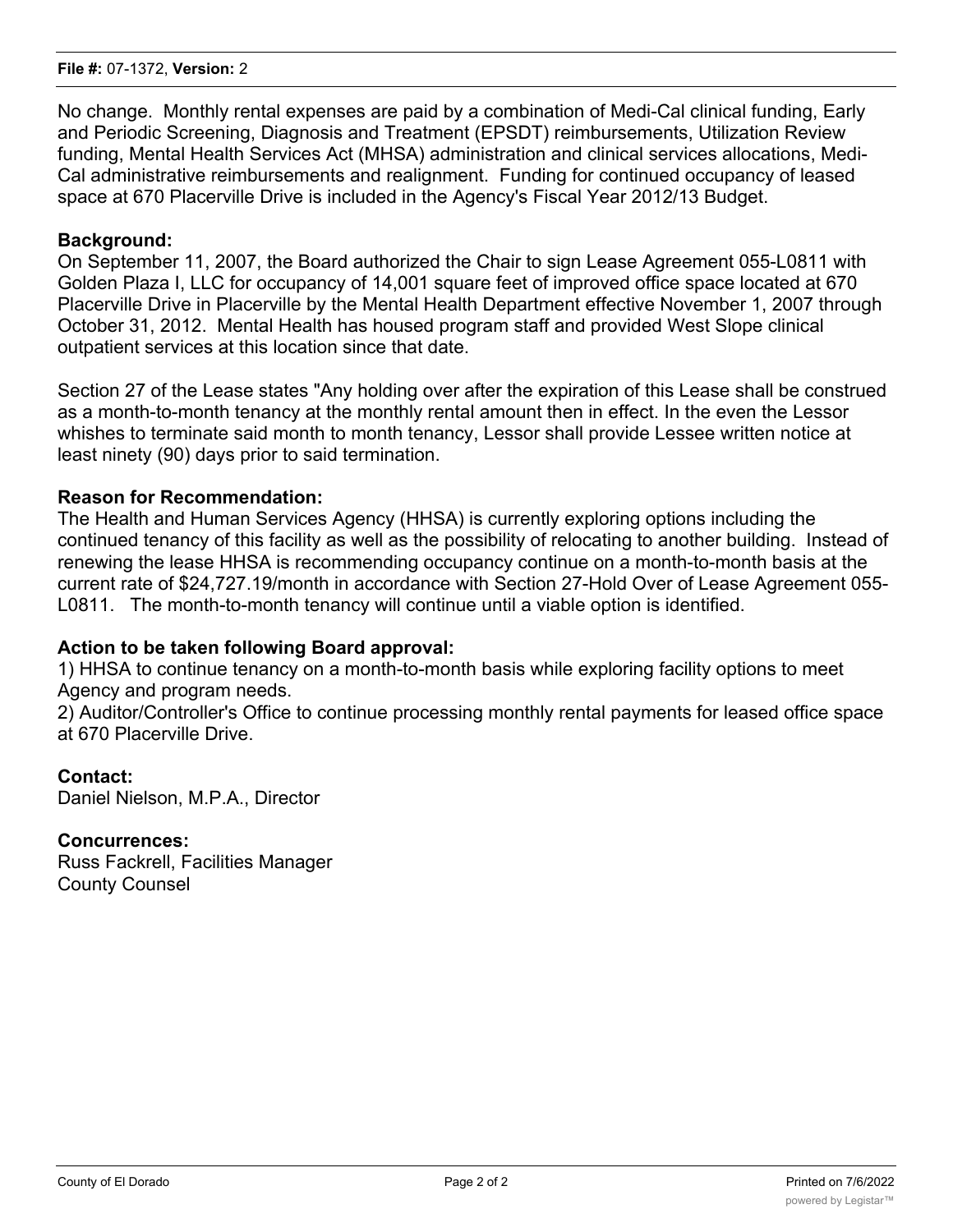No change. Monthly rental expenses are paid by a combination of Medi-Cal clinical funding, Early and Periodic Screening, Diagnosis and Treatment (EPSDT) reimbursements, Utilization Review funding, Mental Health Services Act (MHSA) administration and clinical services allocations, Medi-Cal administrative reimbursements and realignment. Funding for continued occupancy of leased space at 670 Placerville Drive is included in the Agency's Fiscal Year 2012/13 Budget.

**Background:**

On September 11, 2007, the Board authorized the Chair to sign Lease Agreement 055-L0811 with Golden Plaza I, LLC for occupancy of 14,001 square feet of improved office space located at 670 Placerville Drive in Placerville by the Mental Health Department effective November 1, 2007 through October 31, 2012. Mental Health has housed program staff and provided West Slope clinical outpatient services at this location since that date.

Section 27 of the Lease states "Any holding over after the expiration of this Lease shall be construed as a month-to-month tenancy at the monthly rental amount then in effect. In the even the Lessor whishes to terminate said month to month tenancy, Lessor shall provide Lessee written notice at least ninety (90) days prior to said termination.

**Reason for Recommendation:**

The Health and Human Services Agency (HHSA) is currently exploring options including the continued tenancy of this facility as well as the possibility of relocating to another building. Instead of renewing the lease HHSA is recommending occupancy continue on a month-to-month basis at the current rate of $24,727.19/month in accordance with Section 27-Hold Over of Lease Agreement 055-L0811. The month-to-month tenancy will continue until a viable option is identified.

**Action to be taken following Board approval:**

1) HHSA to continue tenancy on a month-to-month basis while exploring facility options to meet Agency and program needs.
2) Auditor/Controller's Office to continue processing monthly rental payments for leased office space at 670 Placerville Drive.

**Contact:**

Daniel Nielson, M.P.A., Director

**Concurrences:**

Russ Fackrell, Facilities Manager
County Counsel